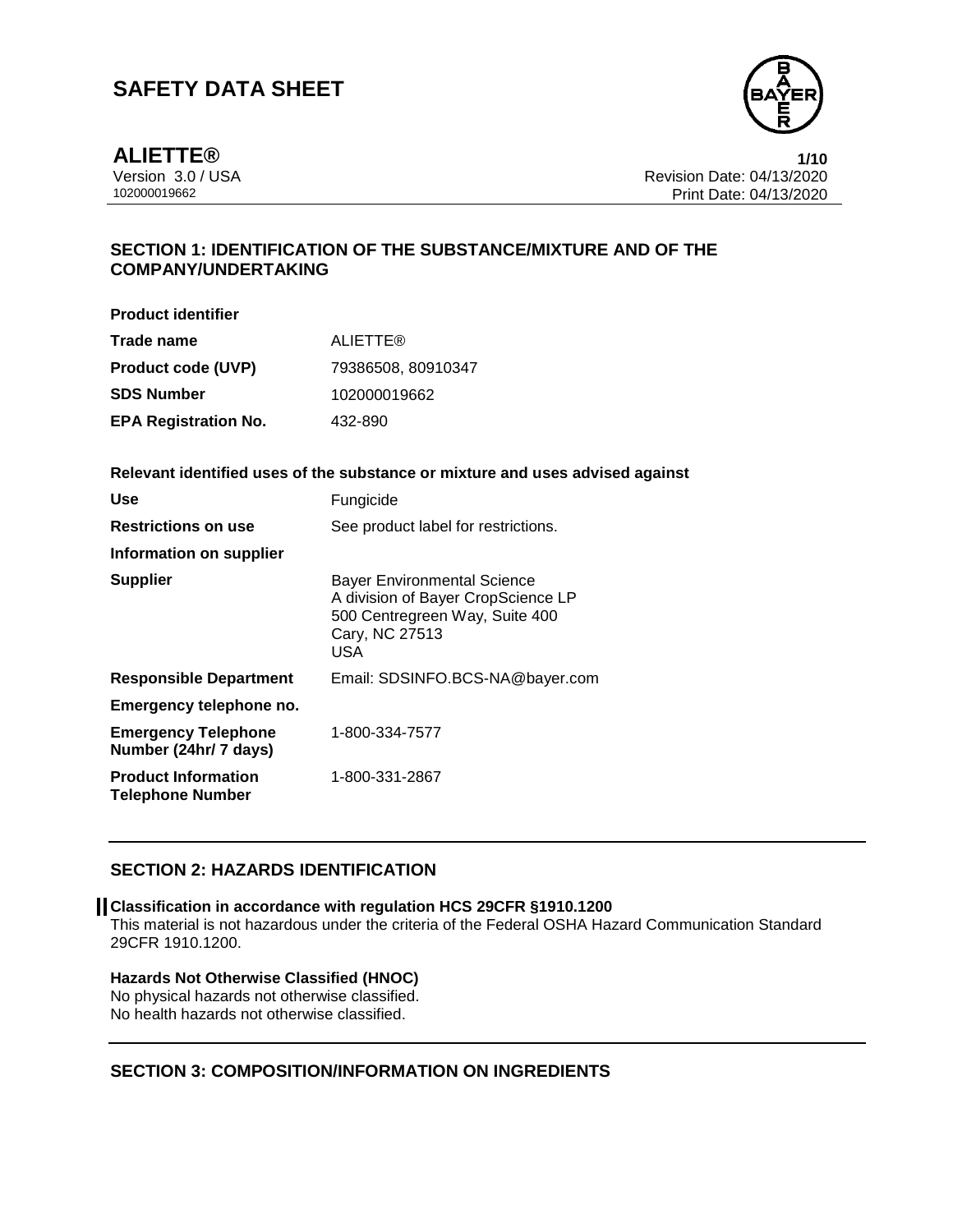# SAFETY DATA SHEET

**ALIETTE®**

Version 3.0 / USA
102000019662

Revision Date: 04/13/2020
Print Date: 04/13/2020

## SECTION 1: IDENTIFICATION OF THE SUBSTANCE/MIXTURE AND OF THE COMPANY/UNDERTAKING

**Product identifier**

| | |
|---|---|
| **Trade name** | ALIETTE® |
| **Product code (UVP)** | 79386508, 80910347 |
| **SDS Number** | 102000019662 |
| **EPA Registration No.** | 432-890 |

**Relevant identified uses of the substance or mixture and uses advised against**

| | |
|---|---|
| **Use** | Fungicide |
| **Restrictions on use** | See product label for restrictions. |
| **Information on supplier** | |
| **Supplier** | Bayer Environmental Science<br>A division of Bayer CropScience LP<br>500 Centregreen Way, Suite 400<br>Cary, NC 27513<br>USA |
| **Responsible Department** | Email: SDSINFO.BCS-NA@bayer.com |
| **Emergency telephone no.** | |
| **Emergency Telephone Number (24hr/ 7 days)** | 1-800-334-7577 |
| **Product Information Telephone Number** | 1-800-331-2867 |

## SECTION 2: HAZARDS IDENTIFICATION

**Classification in accordance with regulation HCS 29CFR §1910.1200**

This material is not hazardous under the criteria of the Federal OSHA Hazard Communication Standard 29CFR 1910.1200.

**Hazards Not Otherwise Classified (HNOC)**

No physical hazards not otherwise classified.
No health hazards not otherwise classified.

## SECTION 3: COMPOSITION/INFORMATION ON INGREDIENTS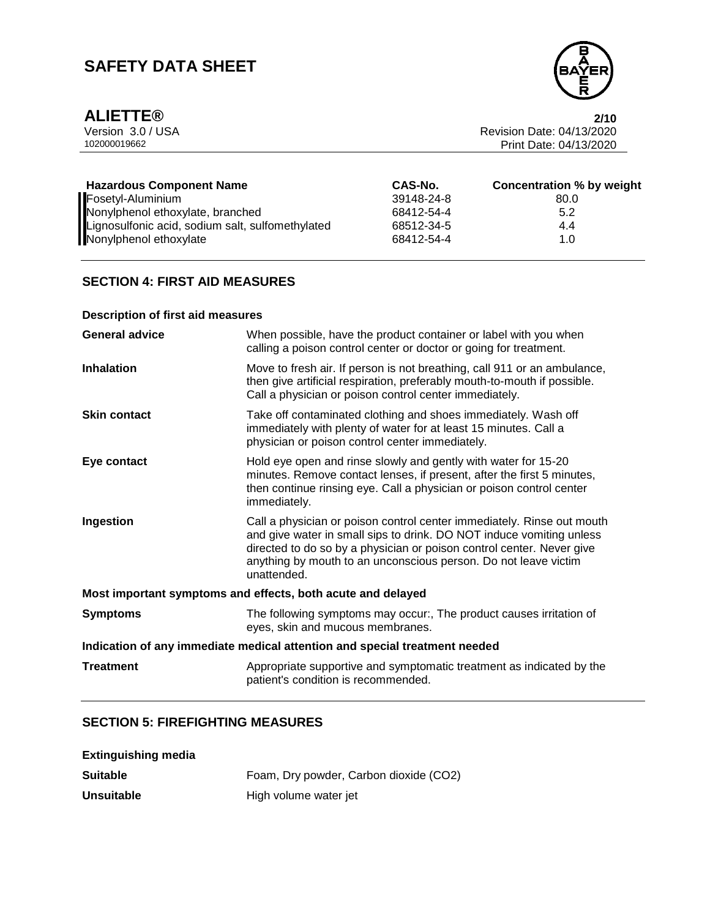| Hazardous Component Name | CAS-No. | Concentration % by weight |
| --- | --- | --- |
| Fosetyl-Aluminium | 39148-24-8 | 80.0 |
| Nonylphenol ethoxylate, branched | 68412-54-4 | 5.2 |
| Lignosulfonic acid, sodium salt, sulfomethylated | 68512-34-5 | 4.4 |
| Nonylphenol ethoxylate | 68412-54-4 | 1.0 |

## SECTION 4: FIRST AID MEASURES

### Description of first aid measures

**General advice** When possible, have the product container or label with you when calling a poison control center or doctor or going for treatment.

**Inhalation** Move to fresh air. If person is not breathing, call 911 or an ambulance, then give artificial respiration, preferably mouth-to-mouth if possible. Call a physician or poison control center immediately.

**Skin contact** Take off contaminated clothing and shoes immediately. Wash off immediately with plenty of water for at least 15 minutes. Call a physician or poison control center immediately.

**Eye contact** Hold eye open and rinse slowly and gently with water for 15-20 minutes. Remove contact lenses, if present, after the first 5 minutes, then continue rinsing eye. Call a physician or poison control center immediately.

**Ingestion** Call a physician or poison control center immediately. Rinse out mouth and give water in small sips to drink. DO NOT induce vomiting unless directed to do so by a physician or poison control center. Never give anything by mouth to an unconscious person. Do not leave victim unattended.

### Most important symptoms and effects, both acute and delayed

**Symptoms** The following symptoms may occur:, The product causes irritation of eyes, skin and mucous membranes.

### Indication of any immediate medical attention and special treatment needed

**Treatment** Appropriate supportive and symptomatic treatment as indicated by the patient's condition is recommended.

## SECTION 5: FIREFIGHTING MEASURES

### Extinguishing media

**Suitable** Foam, Dry powder, Carbon dioxide ($CO_2$)

**Unsuitable** High volume water jet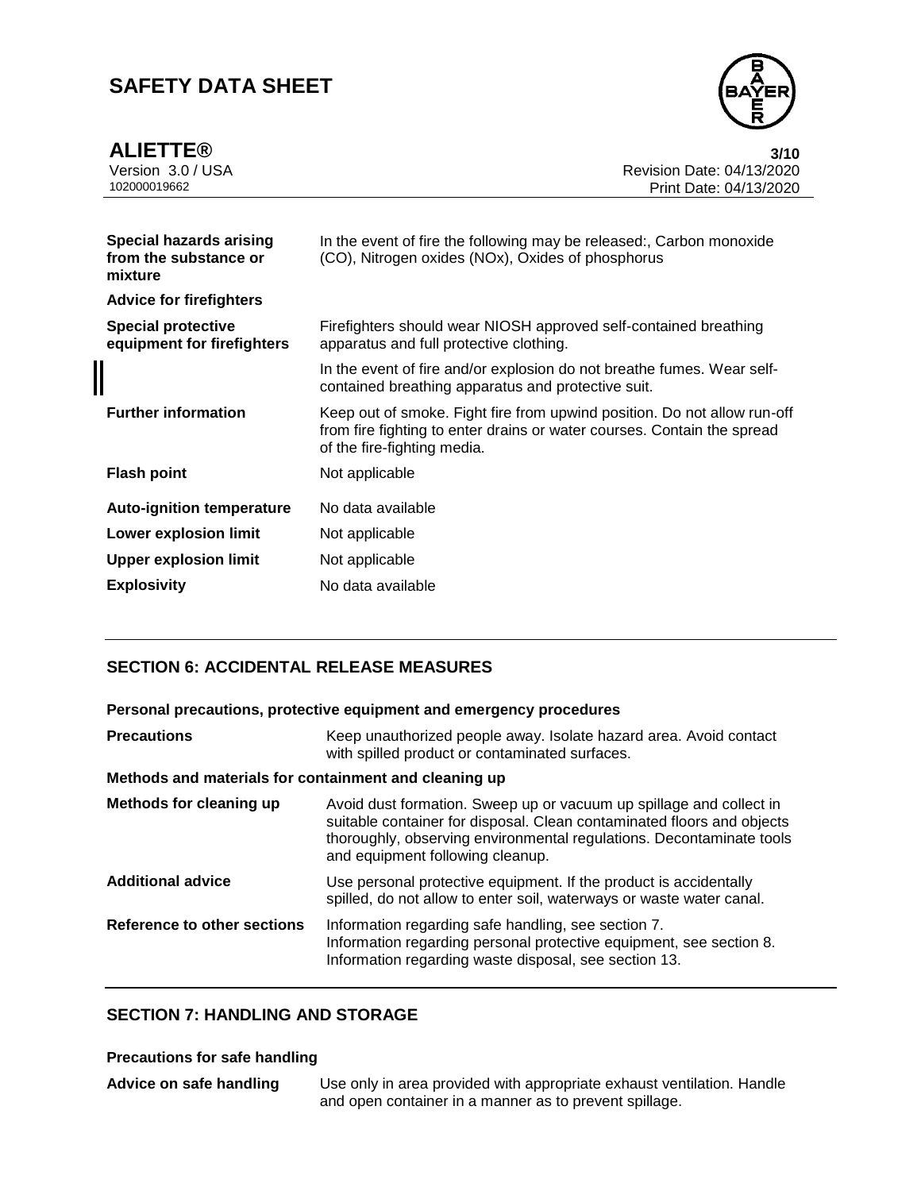| | |
|---|---|
| **Special hazards arising from the substance or mixture** | In the event of fire the following may be released:, Carbon monoxide (CO), Nitrogen oxides (NOx), Oxides of phosphorus |
| **Advice for firefighters** | |
| **Special protective equipment for firefighters** | Firefighters should wear NIOSH approved self-contained breathing apparatus and full protective clothing. |
| | In the event of fire and/or explosion do not breathe fumes. Wear self-contained breathing apparatus and protective suit. |
| **Further information** | Keep out of smoke. Fight fire from upwind position. Do not allow run-off from fire fighting to enter drains or water courses. Contain the spread of the fire-fighting media. |
| **Flash point** | Not applicable |
| **Auto-ignition temperature** | No data available |
| **Lower explosion limit** | Not applicable |
| **Upper explosion limit** | Not applicable |
| **Explosivity** | No data available |

## SECTION 6: ACCIDENTAL RELEASE MEASURES

**Personal precautions, protective equipment and emergency procedures**

| | |
|---|---|
| **Precautions** | Keep unauthorized people away. Isolate hazard area. Avoid contact with spilled product or contaminated surfaces. |

**Methods and materials for containment and cleaning up**

| | |
|---|---|
| **Methods for cleaning up** | Avoid dust formation. Sweep up or vacuum up spillage and collect in suitable container for disposal. Clean contaminated floors and objects thoroughly, observing environmental regulations. Decontaminate tools and equipment following cleanup. |
| **Additional advice** | Use personal protective equipment. If the product is accidentally spilled, do not allow to enter soil, waterways or waste water canal. |
| **Reference to other sections** | Information regarding safe handling, see section 7.<br>Information regarding personal protective equipment, see section 8.<br>Information regarding waste disposal, see section 13. |

## SECTION 7: HANDLING AND STORAGE

**Precautions for safe handling**

| | |
|---|---|
| **Advice on safe handling** | Use only in area provided with appropriate exhaust ventilation. Handle and open container in a manner as to prevent spillage. |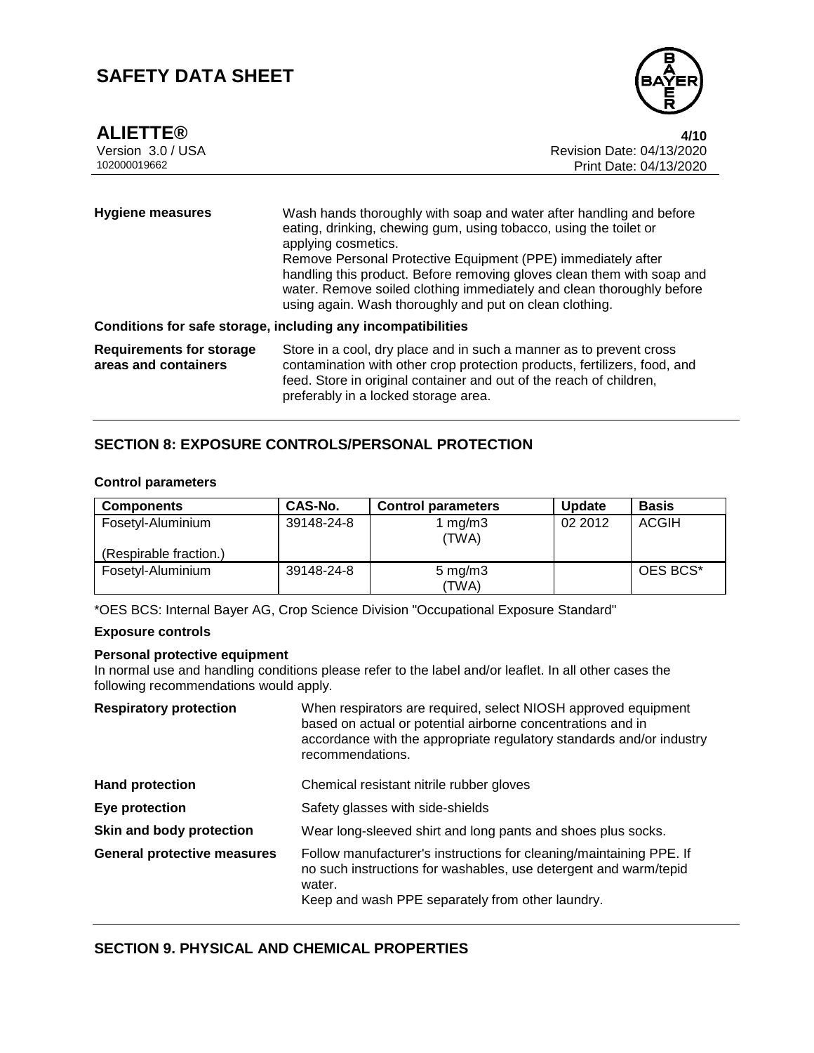| | |
|---|---|
| **Hygiene measures** | Wash hands thoroughly with soap and water after handling and before eating, drinking, chewing gum, using tobacco, using the toilet or applying cosmetics.<br>Remove Personal Protective Equipment (PPE) immediately after handling this product. Before removing gloves clean them with soap and water. Remove soiled clothing immediately and clean thoroughly before using again. Wash thoroughly and put on clean clothing. |

**Conditions for safe storage, including any incompatibilities**

| | |
|---|---|
| **Requirements for storage areas and containers** | Store in a cool, dry place and in such a manner as to prevent cross contamination with other crop protection products, fertilizers, food, and feed. Store in original container and out of the reach of children, preferably in a locked storage area. |

## SECTION 8: EXPOSURE CONTROLS/PERSONAL PROTECTION

**Control parameters**

| Components | CAS-No. | Control parameters | Update | Basis |
|---|---|---|---|---|
| Fosetyl-Aluminium<br><br>(Respirable fraction.) | 39148-24-8 | 1 mg/m3<br>(TWA) | 02 2012 | ACGIH |
| Fosetyl-Aluminium | 39148-24-8 | 5 mg/m3<br>(TWA) | | OES BCS* |

*OES BCS: Internal Bayer AG, Crop Science Division "Occupational Exposure Standard"

**Exposure controls**

**Personal protective equipment**

In normal use and handling conditions please refer to the label and/or leaflet. In all other cases the following recommendations would apply.

| | |
|---|---|
| **Respiratory protection** | When respirators are required, select NIOSH approved equipment based on actual or potential airborne concentrations and in accordance with the appropriate regulatory standards and/or industry recommendations. |
| **Hand protection** | Chemical resistant nitrile rubber gloves |
| **Eye protection** | Safety glasses with side-shields |
| **Skin and body protection** | Wear long-sleeved shirt and long pants and shoes plus socks. |
| **General protective measures** | Follow manufacturer's instructions for cleaning/maintaining PPE. If no such instructions for washables, use detergent and warm/tepid water.<br>Keep and wash PPE separately from other laundry. |

## SECTION 9. PHYSICAL AND CHEMICAL PROPERTIES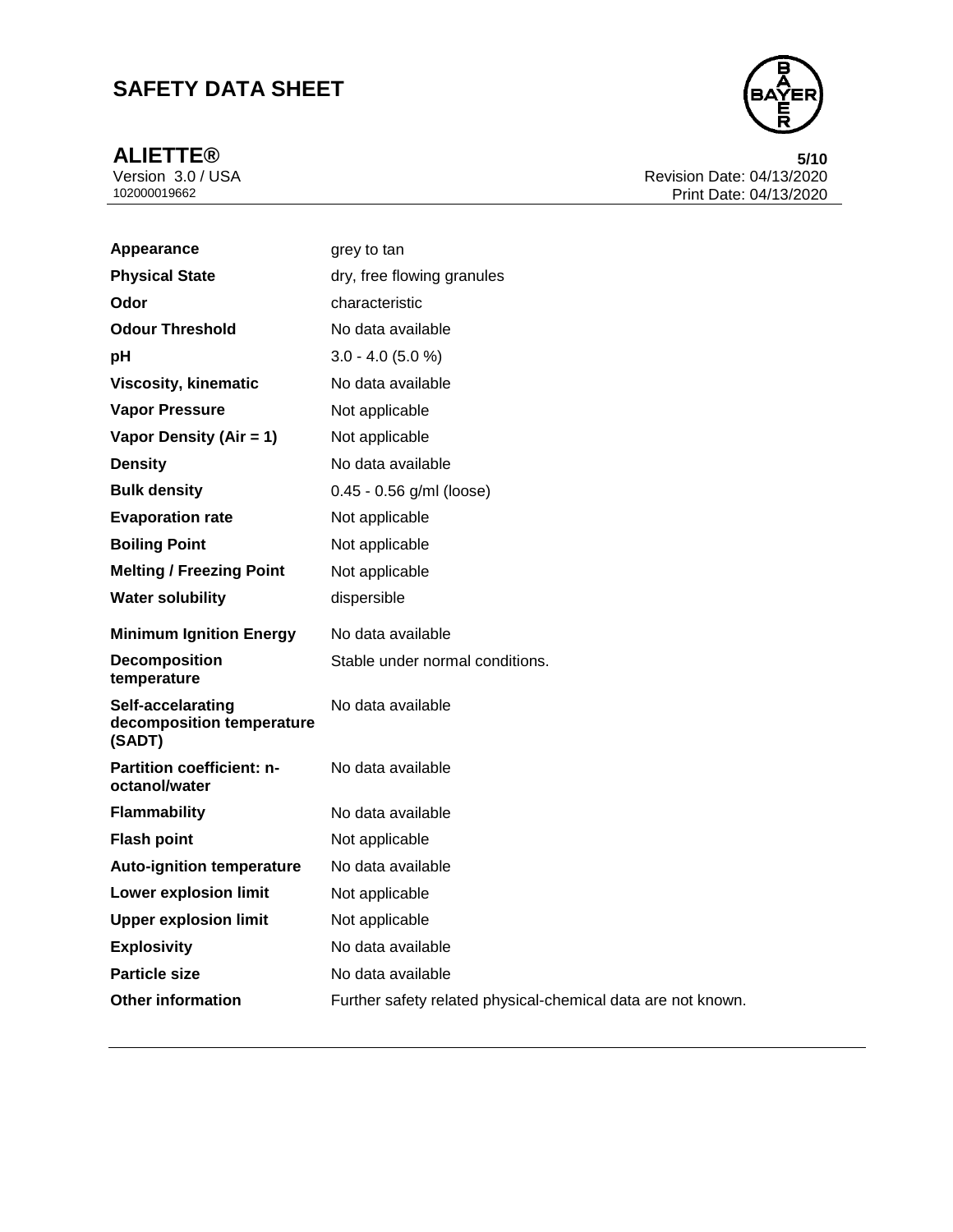| | |
|---|---|
| **Appearance** | grey to tan |
| **Physical State** | dry, free flowing granules |
| **Odor** | characteristic |
| **Odour Threshold** | No data available |
| **pH** | 3.0 - 4.0 (5.0 %) |
| **Viscosity, kinematic** | No data available |
| **Vapor Pressure** | Not applicable |
| **Vapor Density (Air = 1)** | Not applicable |
| **Density** | No data available |
| **Bulk density** | 0.45 - 0.56 g/ml (loose) |
| **Evaporation rate** | Not applicable |
| **Boiling Point** | Not applicable |
| **Melting / Freezing Point** | Not applicable |
| **Water solubility** | dispersible |
| **Minimum Ignition Energy** | No data available |
| **Decomposition temperature** | Stable under normal conditions. |
| **Self-accelarating decomposition temperature (SADT)** | No data available |
| **Partition coefficient: n-octanol/water** | No data available |
| **Flammability** | No data available |
| **Flash point** | Not applicable |
| **Auto-ignition temperature** | No data available |
| **Lower explosion limit** | Not applicable |
| **Upper explosion limit** | Not applicable |
| **Explosivity** | No data available |
| **Particle size** | No data available |
| **Other information** | Further safety related physical-chemical data are not known. |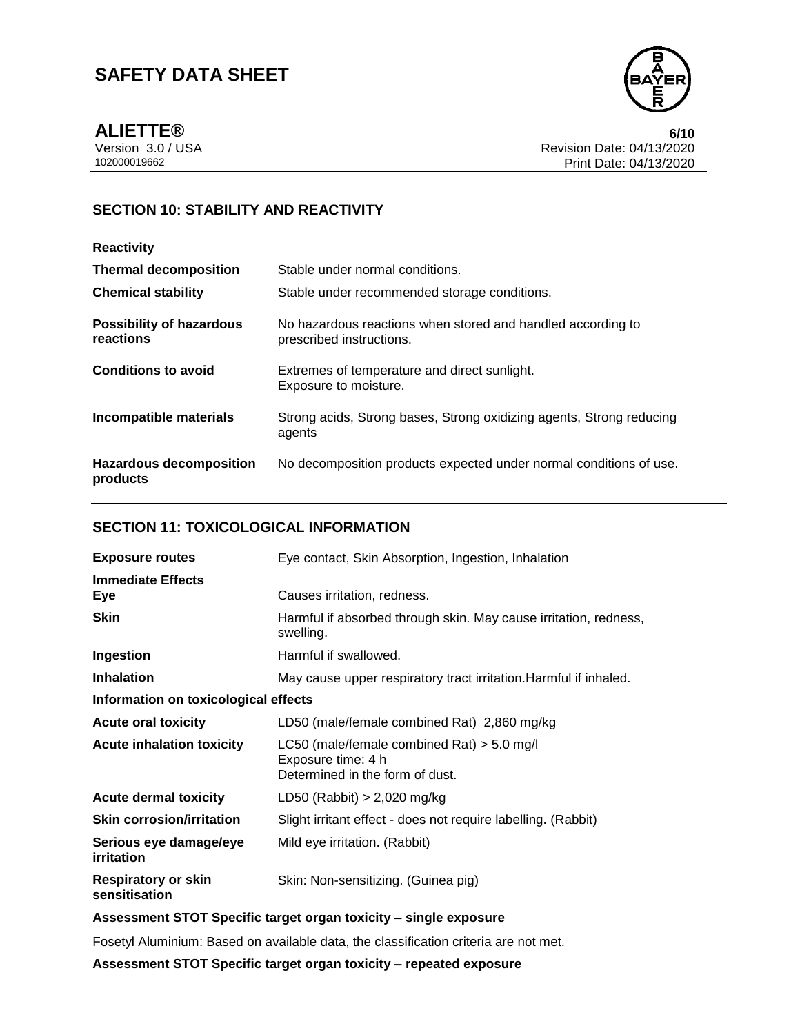## SECTION 10: STABILITY AND REACTIVITY

| | |
|---|---|
| **Reactivity** | |
| **Thermal decomposition** | Stable under normal conditions. |
| **Chemical stability** | Stable under recommended storage conditions. |
| **Possibility of hazardous reactions** | No hazardous reactions when stored and handled according to prescribed instructions. |
| **Conditions to avoid** | Extremes of temperature and direct sunlight.<br>Exposure to moisture. |
| **Incompatible materials** | Strong acids, Strong bases, Strong oxidizing agents, Strong reducing agents |
| **Hazardous decomposition products** | No decomposition products expected under normal conditions of use. |

## SECTION 11: TOXICOLOGICAL INFORMATION

| | |
|---|---|
| **Exposure routes** | Eye contact, Skin Absorption, Ingestion, Inhalation |
| **Immediate Effects** | |
| **Eye** | Causes irritation, redness. |
| **Skin** | Harmful if absorbed through skin. May cause irritation, redness, swelling. |
| **Ingestion** | Harmful if swallowed. |
| **Inhalation** | May cause upper respiratory tract irritation.Harmful if inhaled. |

**Information on toxicological effects**

| | |
|---|---|
| **Acute oral toxicity** | LD50 (male/female combined Rat) 2,860 mg/kg |
| **Acute inhalation toxicity** | LC50 (male/female combined Rat) > 5.0 mg/l<br>Exposure time: 4 h<br>Determined in the form of dust. |
| **Acute dermal toxicity** | LD50 (Rabbit) > 2,020 mg/kg |
| **Skin corrosion/irritation** | Slight irritant effect - does not require labelling. (Rabbit) |
| **Serious eye damage/eye irritation** | Mild eye irritation. (Rabbit) |
| **Respiratory or skin sensitisation** | Skin: Non-sensitizing. (Guinea pig) |

**Assessment STOT Specific target organ toxicity – single exposure**

Fosetyl Aluminium: Based on available data, the classification criteria are not met.

**Assessment STOT Specific target organ toxicity – repeated exposure**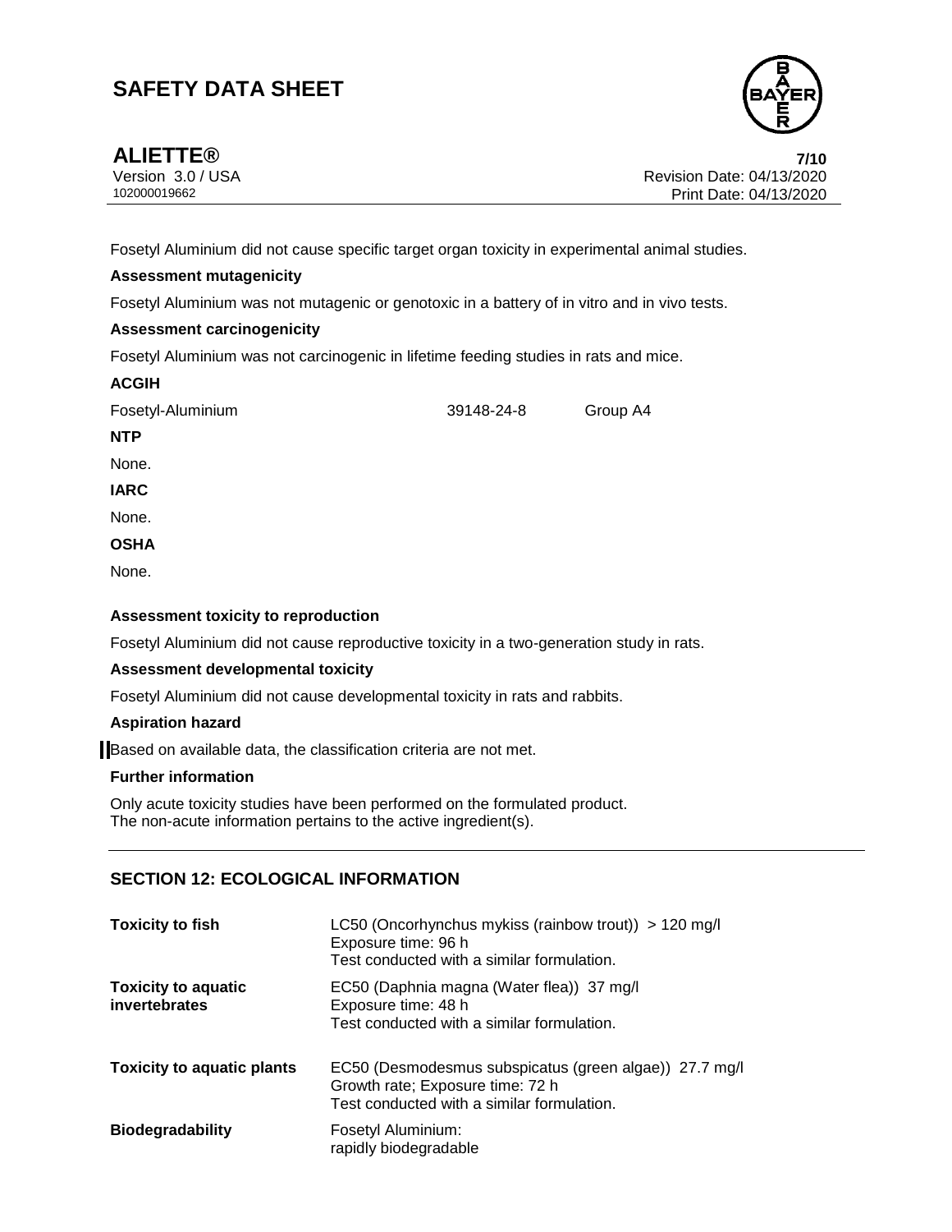Fosetyl Aluminium did not cause specific target organ toxicity in experimental animal studies.

**Assessment mutagenicity**

Fosetyl Aluminium was not mutagenic or genotoxic in a battery of in vitro and in vivo tests.

**Assessment carcinogenicity**

Fosetyl Aluminium was not carcinogenic in lifetime feeding studies in rats and mice.

**ACGIH**

| | | |
|---|---|---|
| Fosetyl-Aluminium | 39148-24-8 | Group A4 |

**NTP**

None.

**IARC**

None.

**OSHA**

None.

**Assessment toxicity to reproduction**

Fosetyl Aluminium did not cause reproductive toxicity in a two-generation study in rats.

**Assessment developmental toxicity**

Fosetyl Aluminium did not cause developmental toxicity in rats and rabbits.

**Aspiration hazard**

Based on available data, the classification criteria are not met.

**Further information**

Only acute toxicity studies have been performed on the formulated product.
The non-acute information pertains to the active ingredient(s).

## SECTION 12: ECOLOGICAL INFORMATION

| | |
|---|---|
| **Toxicity to fish** | LC50 (Oncorhynchus mykiss (rainbow trout)) > 120 mg/l<br>Exposure time: 96 h<br>Test conducted with a similar formulation. |
| **Toxicity to aquatic invertebrates** | EC50 (Daphnia magna (Water flea)) 37 mg/l<br>Exposure time: 48 h<br>Test conducted with a similar formulation. |
| **Toxicity to aquatic plants** | EC50 (Desmodesmus subspicatus (green algae)) 27.7 mg/l<br>Growth rate; Exposure time: 72 h<br>Test conducted with a similar formulation. |
| **Biodegradability** | Fosetyl Aluminium:<br>rapidly biodegradable |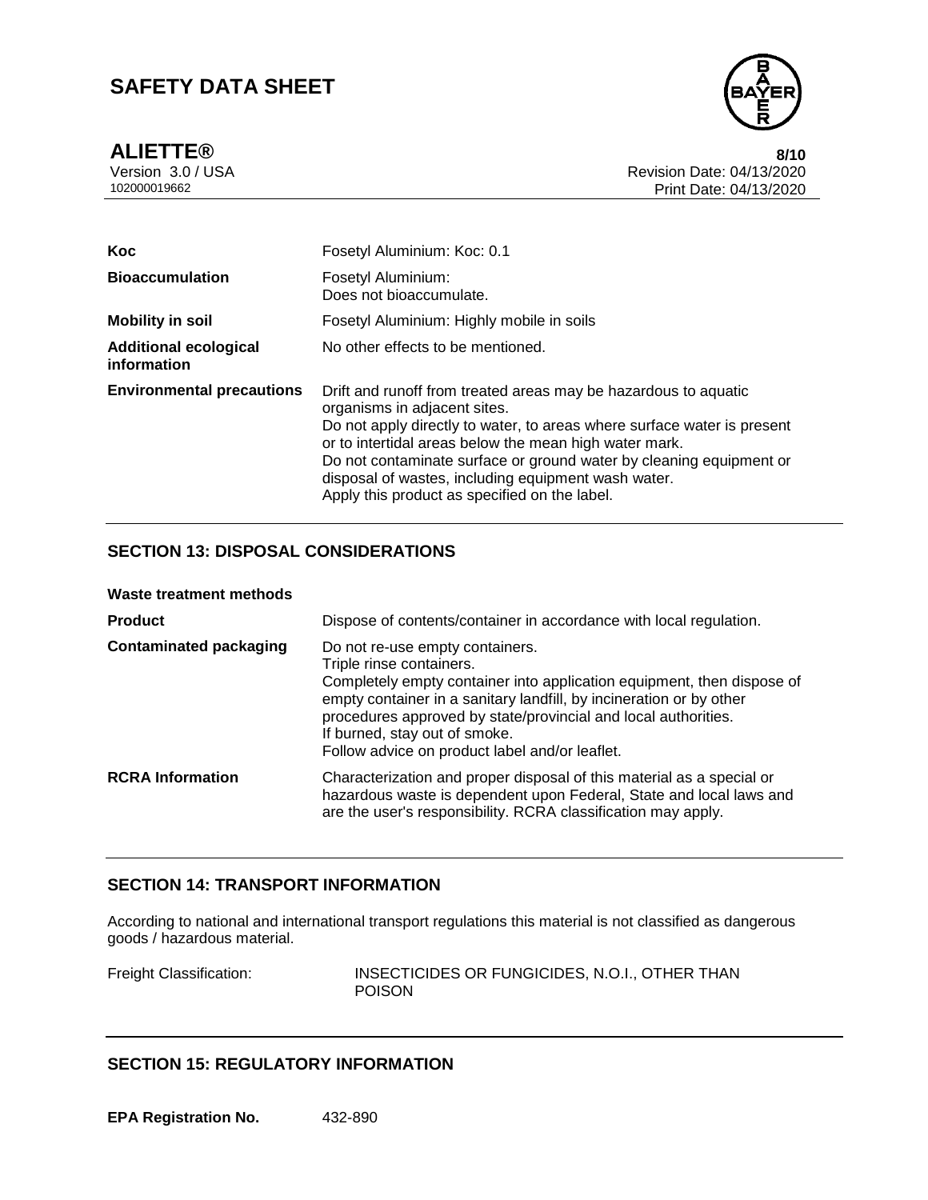| | |
|---|---|
| **Koc** | Fosetyl Aluminium: Koc: 0.1 |
| **Bioaccumulation** | Fosetyl Aluminium:<br>Does not bioaccumulate. |
| **Mobility in soil** | Fosetyl Aluminium: Highly mobile in soils |
| **Additional ecological information** | No other effects to be mentioned. |
| **Environmental precautions** | Drift and runoff from treated areas may be hazardous to aquatic organisms in adjacent sites.<br>Do not apply directly to water, to areas where surface water is present or to intertidal areas below the mean high water mark.<br>Do not contaminate surface or ground water by cleaning equipment or disposal of wastes, including equipment wash water.<br>Apply this product as specified on the label. |

## SECTION 13: DISPOSAL CONSIDERATIONS

**Waste treatment methods**

| | |
|---|---|
| **Product** | Dispose of contents/container in accordance with local regulation. |
| **Contaminated packaging** | Do not re-use empty containers.<br>Triple rinse containers.<br>Completely empty container into application equipment, then dispose of empty container in a sanitary landfill, by incineration or by other procedures approved by state/provincial and local authorities.<br>If burned, stay out of smoke.<br>Follow advice on product label and/or leaflet. |
| **RCRA Information** | Characterization and proper disposal of this material as a special or hazardous waste is dependent upon Federal, State and local laws and are the user's responsibility. RCRA classification may apply. |

## SECTION 14: TRANSPORT INFORMATION

According to national and international transport regulations this material is not classified as dangerous goods / hazardous material.

Freight Classification: INSECTICIDES OR FUNGICIDES, N.O.I., OTHER THAN POISON

## SECTION 15: REGULATORY INFORMATION

**EPA Registration No.** 432-890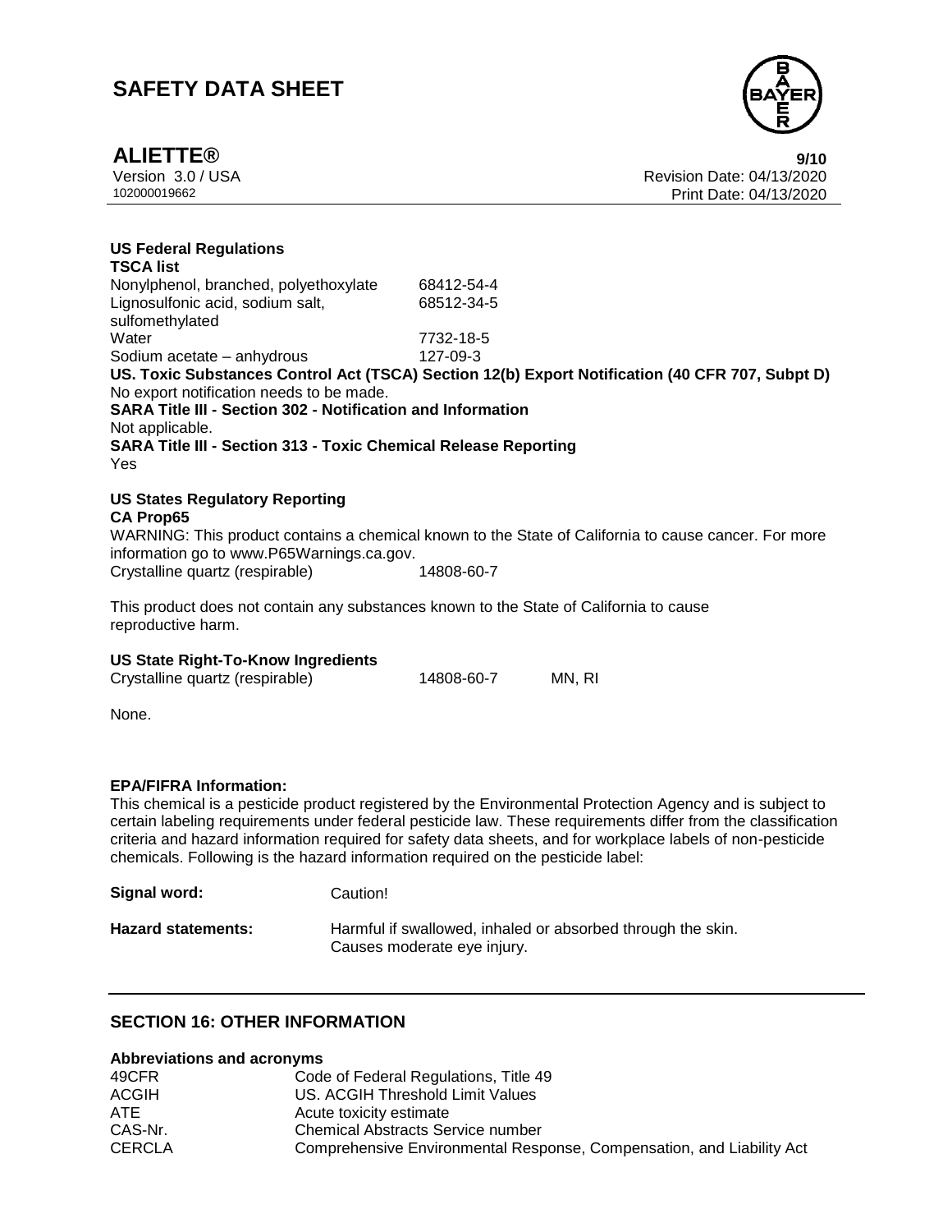**US Federal Regulations**

**TSCA list**

| | |
|---|---|
| Nonylphenol, branched, polyethoxylate | 68412-54-4 |
| Lignosulfonic acid, sodium salt, sulfomethylated | 68512-34-5 |
| Water | 7732-18-5 |
| Sodium acetate – anhydrous | 127-09-3 |

**US. Toxic Substances Control Act (TSCA) Section 12(b) Export Notification (40 CFR 707, Subpt D)**

No export notification needs to be made.

**SARA Title III - Section 302 - Notification and Information**

Not applicable.

**SARA Title III - Section 313 - Toxic Chemical Release Reporting**

Yes

**US States Regulatory Reporting**

**CA Prop65**

WARNING: This product contains a chemical known to the State of California to cause cancer. For more information go to www.P65Warnings.ca.gov.

| | |
|---|---|
| Crystalline quartz (respirable) | 14808-60-7 |

This product does not contain any substances known to the State of California to cause reproductive harm.

**US State Right-To-Know Ingredients**

| | | |
|---|---|---|
| Crystalline quartz (respirable) | 14808-60-7 | MN, RI |

None.

**EPA/FIFRA Information:**

This chemical is a pesticide product registered by the Environmental Protection Agency and is subject to certain labeling requirements under federal pesticide law. These requirements differ from the classification criteria and hazard information required for safety data sheets, and for workplace labels of non-pesticide chemicals. Following is the hazard information required on the pesticide label:

**Signal word:** Caution!

**Hazard statements:** Harmful if swallowed, inhaled or absorbed through the skin.
Causes moderate eye injury.

## SECTION 16: OTHER INFORMATION

**Abbreviations and acronyms**

| | |
|---|---|
| 49CFR | Code of Federal Regulations, Title 49 |
| ACGIH | US. ACGIH Threshold Limit Values |
| ATE | Acute toxicity estimate |
| CAS-Nr. | Chemical Abstracts Service number |
| CERCLA | Comprehensive Environmental Response, Compensation, and Liability Act |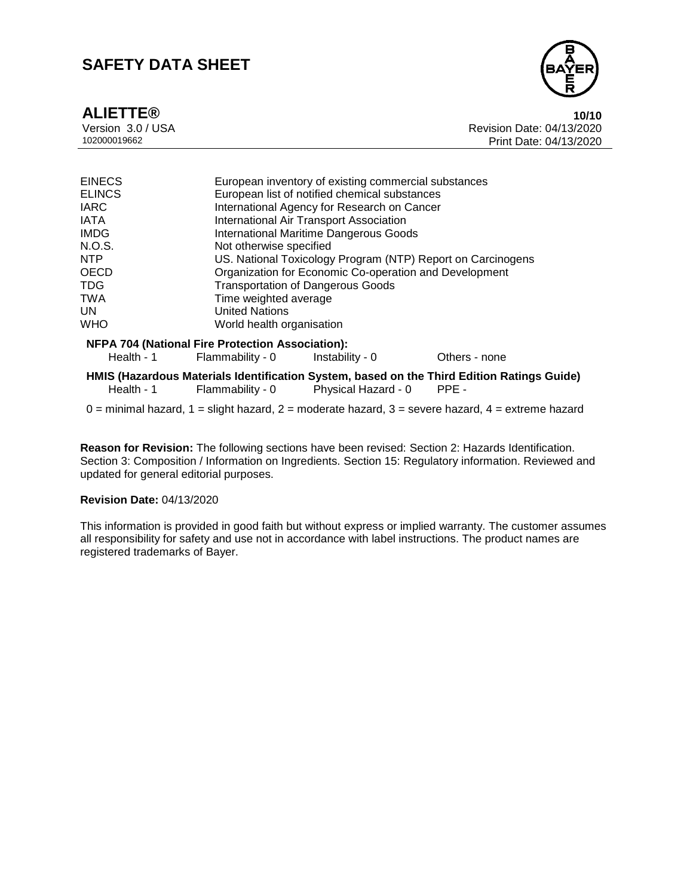| | |
|---|---|
| EINECS | European inventory of existing commercial substances |
| ELINCS | European list of notified chemical substances |
| IARC | International Agency for Research on Cancer |
| IATA | International Air Transport Association |
| IMDG | International Maritime Dangerous Goods |
| N.O.S. | Not otherwise specified |
| NTP | US. National Toxicology Program (NTP) Report on Carcinogens |
| OECD | Organization for Economic Co-operation and Development |
| TDG | Transportation of Dangerous Goods |
| TWA | Time weighted average |
| UN | United Nations |
| WHO | World health organisation |

**NFPA 704 (National Fire Protection Association):**

| | | | |
|---|---|---|---|
| Health - 1 | Flammability - 0 | Instability - 0 | Others - none |

**HMIS (Hazardous Materials Identification System, based on the Third Edition Ratings Guide)**

| | | | |
|---|---|---|---|
| Health - 1 | Flammability - 0 | Physical Hazard - 0 | PPE - |

0 = minimal hazard, 1 = slight hazard, 2 = moderate hazard, 3 = severe hazard, 4 = extreme hazard

**Reason for Revision:** The following sections have been revised: Section 2: Hazards Identification. Section 3: Composition / Information on Ingredients. Section 15: Regulatory information. Reviewed and updated for general editorial purposes.

**Revision Date:** 04/13/2020

This information is provided in good faith but without express or implied warranty. The customer assumes all responsibility for safety and use not in accordance with label instructions. The product names are registered trademarks of Bayer.